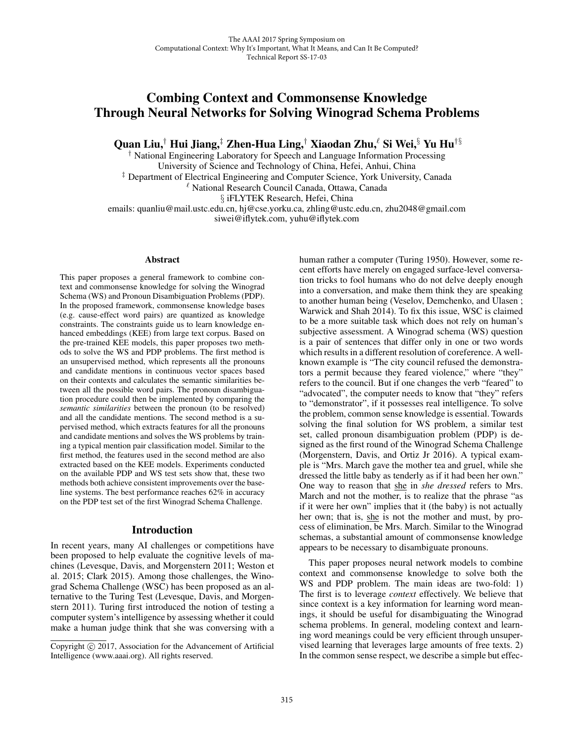The AAAI 2017 Spring Symposium on
Computational Context: Why It's Important, What It Means, and Can It Be Computed?
Technical Report SS-17-03

# Combing Context and Commonsense Knowledge Through Neural Networks for Solving Winograd Schema Problems

**Quan Liu,[†] Hui Jiang,[‡] Zhen-Hua Ling,[†] Xiaodan Zhu,[ℓ] Si Wei,[§] Yu Hu[†§]**

[†] National Engineering Laboratory for Speech and Language Information Processing
University of Science and Technology of China, Hefei, Anhui, China
[‡] Department of Electrical Engineering and Computer Science, York University, Canada
[ℓ] National Research Council Canada, Ottawa, Canada
[§] iFLYTEK Research, Hefei, China
emails: quanliu@mail.ustc.edu.cn, hj@cse.yorku.ca, zhling@ustc.edu.cn, zhu2048@gmail.com
siwei@iflytek.com, yuhu@iflytek.com

## Abstract

This paper proposes a general framework to combine context and commonsense knowledge for solving the Winograd Schema (WS) and Pronoun Disambiguation Problems (PDP). In the proposed framework, commonsense knowledge bases (e.g. cause-effect word pairs) are quantized as knowledge constraints. The constraints guide us to learn knowledge enhanced embeddings (KEE) from large text corpus. Based on the pre-trained KEE models, this paper proposes two methods to solve the WS and PDP problems. The first method is an unsupervised method, which represents all the pronouns and candidate mentions in continuous vector spaces based on their contexts and calculates the semantic similarities between all the possible word pairs. The pronoun disambiguation procedure could then be implemented by comparing the *semantic similarities* between the pronoun (to be resolved) and all the candidate mentions. The second method is a supervised method, which extracts features for all the pronouns and candidate mentions and solves the WS problems by training a typical mention pair classification model. Similar to the first method, the features used in the second method are also extracted based on the KEE models. Experiments conducted on the available PDP and WS test sets show that, these two methods both achieve consistent improvements over the baseline systems. The best performance reaches 62% in accuracy on the PDP test set of the first Winograd Schema Challenge.

## Introduction

In recent years, many AI challenges or competitions have been proposed to help evaluate the cognitive levels of machines (Levesque, Davis, and Morgenstern 2011; Weston et al. 2015; Clark 2015). Among those challenges, the Winograd Schema Challenge (WSC) has been proposed as an alternative to the Turing Test (Levesque, Davis, and Morgenstern 2011). Turing first introduced the notion of testing a computer system's intelligence by assessing whether it could make a human judge think that she was conversing with a human rather a computer (Turing 1950). However, some recent efforts have merely on engaged surface-level conversation tricks to fool humans who do not delve deeply enough into a conversation, and make them think they are speaking to another human being (Veselov, Demchenko, and Ulasen ; Warwick and Shah 2014). To fix this issue, WSC is claimed to be a more suitable task which does not rely on human's subjective assessment. A Winograd schema (WS) question is a pair of sentences that differ only in one or two words which results in a different resolution of coreference. A well-known example is "The city council refused the demonstrators a permit because they feared violence," where "they" refers to the council. But if one changes the verb "feared" to "advocated", the computer needs to know that "they" refers to "demonstrator", if it possesses real intelligence. To solve the problem, common sense knowledge is essential. Towards solving the final solution for WS problem, a similar test set, called pronoun disambiguation problem (PDP) is designed as the first round of the Winograd Schema Challenge (Morgenstern, Davis, and Ortiz Jr 2016). A typical example is "Mrs. March gave the mother tea and gruel, while she dressed the little baby as tenderly as if it had been her own." One way to reason that she in *she dressed* refers to Mrs. March and not the mother, is to realize that the phrase "as if it were her own" implies that it (the baby) is not actually her own; that is, she is not the mother and must, by process of elimination, be Mrs. March. Similar to the Winograd schemas, a substantial amount of commonsense knowledge appears to be necessary to disambiguate pronouns.

This paper proposes neural network models to combine context and commonsense knowledge to solve both the WS and PDP problem. The main ideas are two-fold: 1) The first is to leverage *context* effectively. We believe that since context is a key information for learning word meanings, it should be useful for disambiguating the Winograd schema problems. In general, modeling context and learning word meanings could be very efficient through unsupervised learning that leverages large amounts of free texts. 2) In the common sense respect, we describe a simple but effec-

Copyright © 2017, Association for the Advancement of Artificial Intelligence (www.aaai.org). All rights reserved.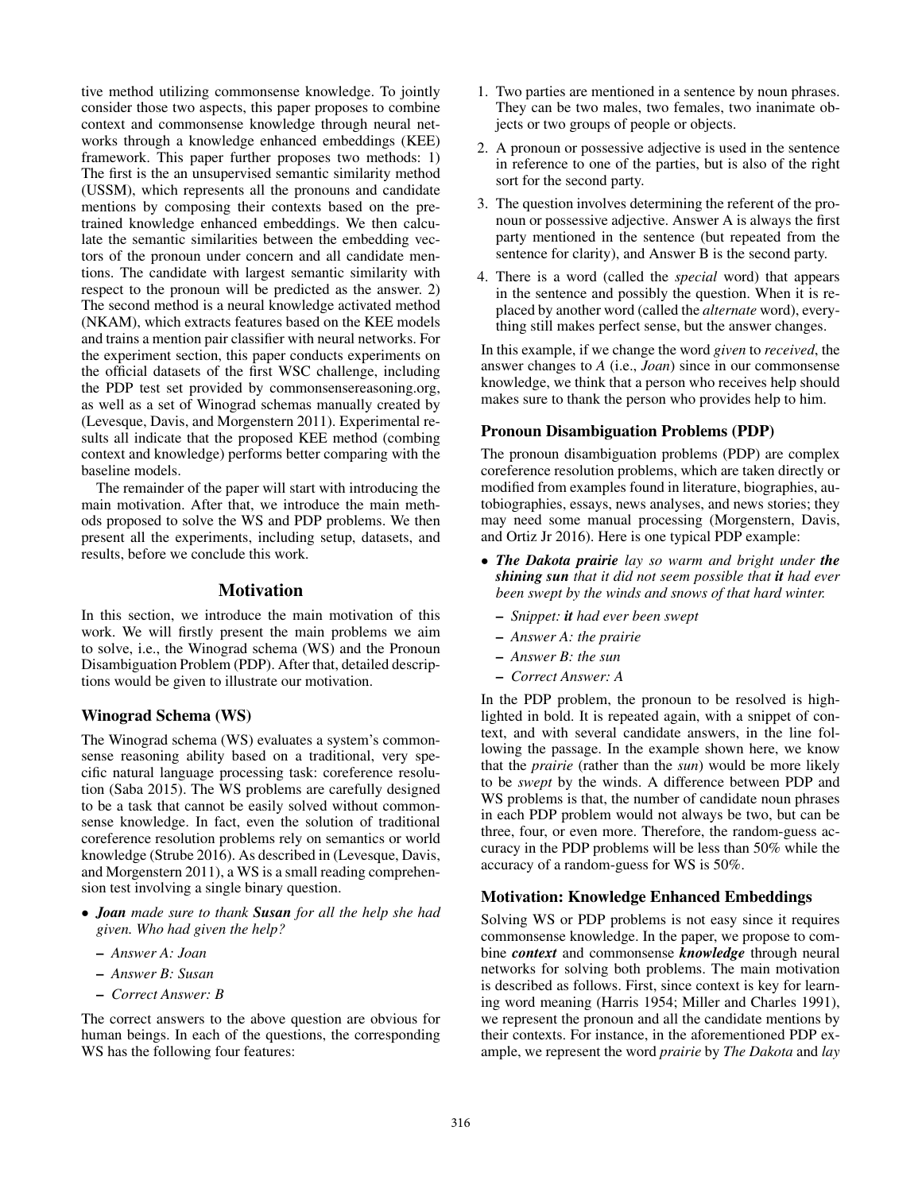tive method utilizing commonsense knowledge. To jointly consider those two aspects, this paper proposes to combine context and commonsense knowledge through neural networks through a knowledge enhanced embeddings (KEE) framework. This paper further proposes two methods: 1) The first is the an unsupervised semantic similarity method (USSM), which represents all the pronouns and candidate mentions by composing their contexts based on the pretrained knowledge enhanced embeddings. We then calculate the semantic similarities between the embedding vectors of the pronoun under concern and all candidate mentions. The candidate with largest semantic similarity with respect to the pronoun will be predicted as the answer. 2) The second method is a neural knowledge activated method (NKAM), which extracts features based on the KEE models and trains a mention pair classifier with neural networks. For the experiment section, this paper conducts experiments on the official datasets of the first WSC challenge, including the PDP test set provided by commonsensereasoning.org, as well as a set of Winograd schemas manually created by (Levesque, Davis, and Morgenstern 2011). Experimental results all indicate that the proposed KEE method (combing context and knowledge) performs better comparing with the baseline models.

The remainder of the paper will start with introducing the main motivation. After that, we introduce the main methods proposed to solve the WS and PDP problems. We then present all the experiments, including setup, datasets, and results, before we conclude this work.

## Motivation

In this section, we introduce the main motivation of this work. We will firstly present the main problems we aim to solve, i.e., the Winograd schema (WS) and the Pronoun Disambiguation Problem (PDP). After that, detailed descriptions would be given to illustrate our motivation.

### Winograd Schema (WS)

The Winograd schema (WS) evaluates a system's commonsense reasoning ability based on a traditional, very specific natural language processing task: coreference resolution (Saba 2015). The WS problems are carefully designed to be a task that cannot be easily solved without commonsense knowledge. In fact, even the solution of traditional coreference resolution problems rely on semantics or world knowledge (Strube 2016). As described in (Levesque, Davis, and Morgenstern 2011), a WS is a small reading comprehension test involving a single binary question.

- ***Joan*** *made sure to thank* ***Susan*** *for all the help she had given. Who had given the help?*
  - *Answer A: Joan*
  - *Answer B: Susan*
  - *Correct Answer: B*

The correct answers to the above question are obvious for human beings. In each of the questions, the corresponding WS has the following four features:

1. Two parties are mentioned in a sentence by noun phrases. They can be two males, two females, two inanimate objects or two groups of people or objects.
2. A pronoun or possessive adjective is used in the sentence in reference to one of the parties, but is also of the right sort for the second party.
3. The question involves determining the referent of the pronoun or possessive adjective. Answer A is always the first party mentioned in the sentence (but repeated from the sentence for clarity), and Answer B is the second party.
4. There is a word (called the *special* word) that appears in the sentence and possibly the question. When it is replaced by another word (called the *alternate* word), everything still makes perfect sense, but the answer changes.

In this example, if we change the word *given* to *received*, the answer changes to *A* (i.e., *Joan*) since in our commonsense knowledge, we think that a person who receives help should makes sure to thank the person who provides help to him.

### Pronoun Disambiguation Problems (PDP)

The pronoun disambiguation problems (PDP) are complex coreference resolution problems, which are taken directly or modified from examples found in literature, biographies, autobiographies, essays, news analyses, and news stories; they may need some manual processing (Morgenstern, Davis, and Ortiz Jr 2016). Here is one typical PDP example:

- ***The Dakota prairie*** *lay so warm and bright under* ***the shining sun*** *that it did not seem possible that* ***it*** *had ever been swept by the winds and snows of that hard winter.*
  - *Snippet:* ***it*** *had ever been swept*
  - *Answer A: the prairie*
  - *Answer B: the sun*
  - *Correct Answer: A*

In the PDP problem, the pronoun to be resolved is highlighted in bold. It is repeated again, with a snippet of context, and with several candidate answers, in the line following the passage. In the example shown here, we know that the *prairie* (rather than the *sun*) would be more likely to be *swept* by the winds. A difference between PDP and WS problems is that, the number of candidate noun phrases in each PDP problem would not always be two, but can be three, four, or even more. Therefore, the random-guess accuracy in the PDP problems will be less than 50% while the accuracy of a random-guess for WS is 50%.

### Motivation: Knowledge Enhanced Embeddings

Solving WS or PDP problems is not easy since it requires commonsense knowledge. In the paper, we propose to combine ***context*** and commonsense ***knowledge*** through neural networks for solving both problems. The main motivation is described as follows. First, since context is key for learning word meaning (Harris 1954; Miller and Charles 1991), we represent the pronoun and all the candidate mentions by their contexts. For instance, in the aforementioned PDP example, we represent the word *prairie* by *The Dakota* and *lay*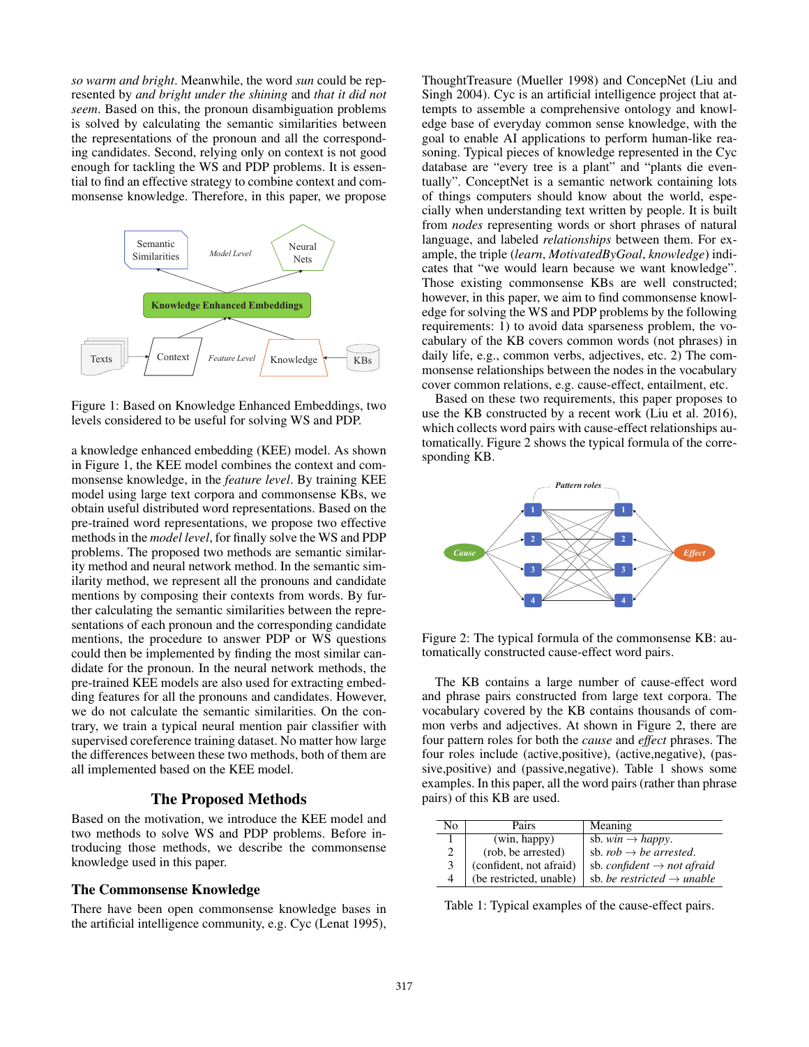*so warm and bright*. Meanwhile, the word *sun* could be represented by *and bright under the shining* and *that it did not seem*. Based on this, the pronoun disambiguation problems is solved by calculating the semantic similarities between the representations of the pronoun and all the corresponding candidates. Second, relying only on context is not good enough for tackling the WS and PDP problems. It is essential to find an effective strategy to combine context and commonsense knowledge. Therefore, in this paper, we propose

Figure 1: Based on Knowledge Enhanced Embeddings, two levels considered to be useful for solving WS and PDP.

a knowledge enhanced embedding (KEE) model. As shown in Figure 1, the KEE model combines the context and commonsense knowledge, in the *feature level*. By training KEE model using large text corpora and commonsense KBs, we obtain useful distributed word representations. Based on the pre-trained word representations, we propose two effective methods in the *model level*, for finally solve the WS and PDP problems. The proposed two methods are semantic similarity method and neural network method. In the semantic similarity method, we represent all the pronouns and candidate mentions by composing their contexts from words. By further calculating the semantic similarities between the representations of each pronoun and the corresponding candidate mentions, the procedure to answer PDP or WS questions could then be implemented by finding the most similar candidate for the pronoun. In the neural network methods, the pre-trained KEE models are also used for extracting embedding features for all the pronouns and candidates. However, we do not calculate the semantic similarities. On the contrary, we train a typical neural mention pair classifier with supervised coreference training dataset. No matter how large the differences between these two methods, both of them are all implemented based on the KEE model.

## The Proposed Methods

Based on the motivation, we introduce the KEE model and two methods to solve WS and PDP problems. Before introducing those methods, we describe the commonsense knowledge used in this paper.

### The Commonsense Knowledge

There have been open commonsense knowledge bases in the artificial intelligence community, e.g. Cyc (Lenat 1995), ThoughtTreasure (Mueller 1998) and ConcepNet (Liu and Singh 2004). Cyc is an artificial intelligence project that attempts to assemble a comprehensive ontology and knowledge base of everyday common sense knowledge, with the goal to enable AI applications to perform human-like reasoning. Typical pieces of knowledge represented in the Cyc database are "every tree is a plant" and "plants die eventually". ConceptNet is a semantic network containing lots of things computers should know about the world, especially when understanding text written by people. It is built from *nodes* representing words or short phrases of natural language, and labeled *relationships* between them. For example, the triple (*learn*, *MotivatedByGoal*, *knowledge*) indicates that "we would learn because we want knowledge". Those existing commonsense KBs are well constructed; however, in this paper, we aim to find commonsense knowledge for solving the WS and PDP problems by the following requirements: 1) to avoid data sparseness problem, the vocabulary of the KB covers common words (not phrases) in daily life, e.g., common verbs, adjectives, etc. 2) The commonsense relationships between the nodes in the vocabulary cover common relations, e.g. cause-effect, entailment, etc.

Based on these two requirements, this paper proposes to use the KB constructed by a recent work (Liu et al. 2016), which collects word pairs with cause-effect relationships automatically. Figure 2 shows the typical formula of the corresponding KB.

Figure 2: The typical formula of the commonsense KB: automatically constructed cause-effect word pairs.

The KB contains a large number of cause-effect word and phrase pairs constructed from large text corpora. The vocabulary covered by the KB contains thousands of common verbs and adjectives. At shown in Figure 2, there are four pattern roles for both the *cause* and *effect* phrases. The four roles include (active,positive), (active,negative), (passive,positive) and (passive,negative). Table 1 shows some examples. In this paper, all the word pairs (rather than phrase pairs) of this KB are used.

| No | Pairs | Meaning |
|---|---|---|
| 1 | (win, happy) | sb. *win* $\rightarrow$ *happy*. |
| 2 | (rob, be arrested) | sb. *rob* $\rightarrow$ *be arrested*. |
| 3 | (confident, not afraid) | sb. *confident* $\rightarrow$ *not afraid* |
| 4 | (be restricted, unable) | sb. *be restricted* $\rightarrow$ *unable* |

Table 1: Typical examples of the cause-effect pairs.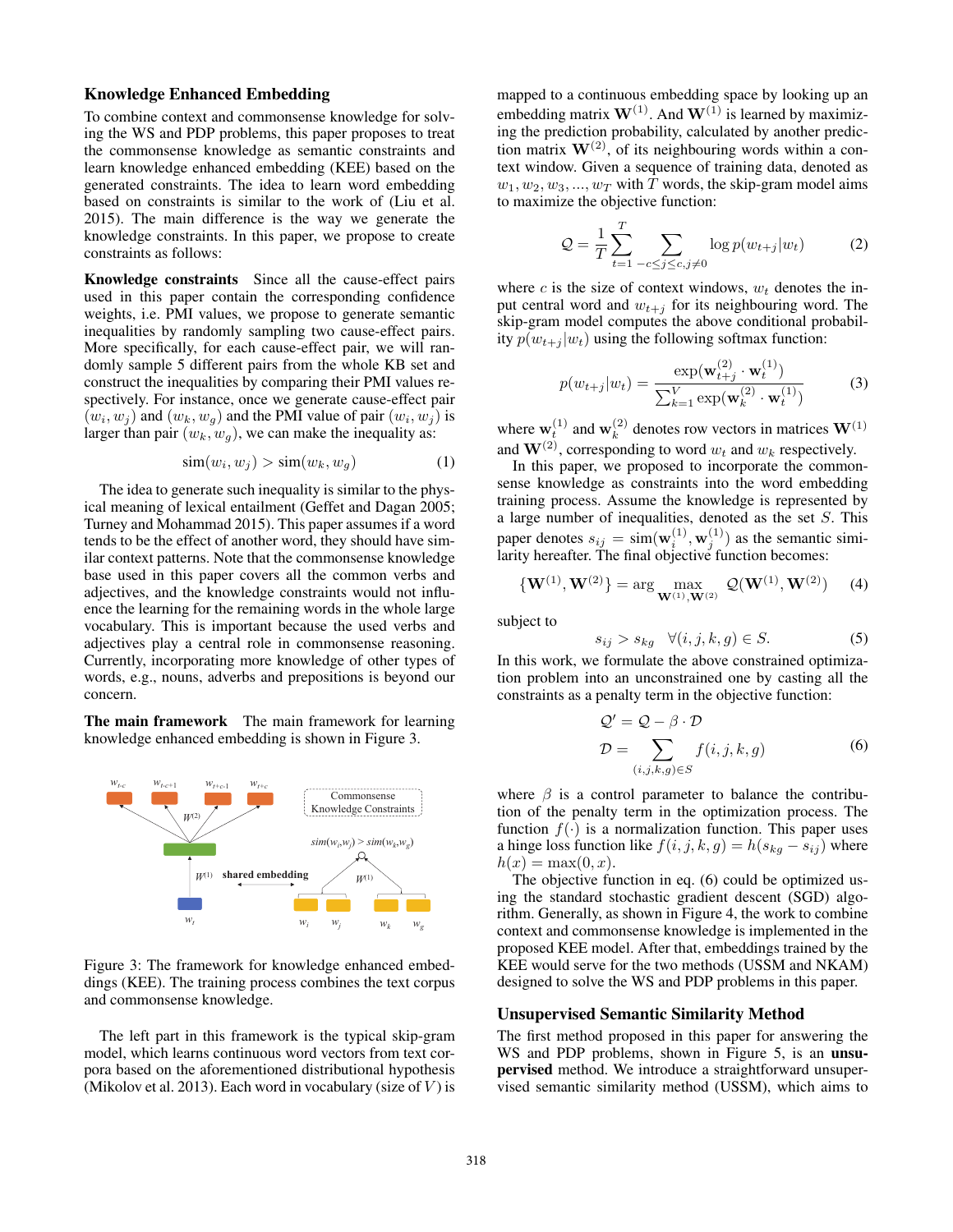## Knowledge Enhanced Embedding

To combine context and commonsense knowledge for solving the WS and PDP problems, this paper proposes to treat the commonsense knowledge as semantic constraints and learn knowledge enhanced embedding (KEE) based on the generated constraints. The idea to learn word embedding based on constraints is similar to the work of (Liu et al. 2015). The main difference is the way we generate the knowledge constraints. In this paper, we propose to create constraints as follows:

**Knowledge constraints** Since all the cause-effect pairs used in this paper contain the corresponding confidence weights, i.e. PMI values, we propose to generate semantic inequalities by randomly sampling two cause-effect pairs. More specifically, for each cause-effect pair, we will randomly sample 5 different pairs from the whole KB set and construct the inequalities by comparing their PMI values respectively. For instance, once we generate cause-effect pair $(w_i, w_j)$ and $(w_k, w_g)$ and the PMI value of pair $(w_i, w_j)$ is larger than pair $(w_k, w_g)$, we can make the inequality as:

$$\text{sim}(w_i, w_j) > \text{sim}(w_k, w_g) \tag{1}$$

The idea to generate such inequality is similar to the physical meaning of lexical entailment (Geffet and Dagan 2005; Turney and Mohammad 2015). This paper assumes if a word tends to be the effect of another word, they should have similar context patterns. Note that the commonsense knowledge base used in this paper covers all the common verbs and adjectives, and the knowledge constraints would not influence the learning for the remaining words in the whole large vocabulary. This is important because the used verbs and adjectives play a central role in commonsense reasoning. Currently, incorporating more knowledge of other types of words, e.g., nouns, adverbs and prepositions is beyond our concern.

**The main framework** The main framework for learning knowledge enhanced embedding is shown in Figure 3.

Figure 3: The framework for knowledge enhanced embeddings (KEE). The training process combines the text corpus and commonsense knowledge.

The left part in this framework is the typical skip-gram model, which learns continuous word vectors from text corpora based on the aforementioned distributional hypothesis (Mikolov et al. 2013). Each word in vocabulary (size of $V$) is mapped to a continuous embedding space by looking up an embedding matrix $\mathbf{W}^{(1)}$. And $\mathbf{W}^{(1)}$ is learned by maximizing the prediction probability, calculated by another prediction matrix $\mathbf{W}^{(2)}$, of its neighbouring words within a context window. Given a sequence of training data, denoted as $w_1, w_2, w_3, ..., w_T$ with $T$ words, the skip-gram model aims to maximize the objective function:

$$\mathcal{Q} = \frac{1}{T}\sum_{t=1}^{T} \sum_{-c \le j \le c, j \ne 0} \log p(w_{t+j}|w_t) \tag{2}$$

where $c$ is the size of context windows, $w_t$ denotes the input central word and $w_{t+j}$ for its neighbouring word. The skip-gram model computes the above conditional probability $p(w_{t+j}|w_t)$ using the following softmax function:

$$p(w_{t+j}|w_t) = \frac{\exp(\mathbf{w}_{t+j}^{(2)} \cdot \mathbf{w}_t^{(1)})}{\sum_{k=1}^{V} \exp(\mathbf{w}_k^{(2)} \cdot \mathbf{w}_t^{(1)})} \tag{3}$$

where $\mathbf{w}_t^{(1)}$ and $\mathbf{w}_k^{(2)}$ denotes row vectors in matrices $\mathbf{W}^{(1)}$ and $\mathbf{W}^{(2)}$, corresponding to word $w_t$ and $w_k$ respectively.

In this paper, we proposed to incorporate the commonsense knowledge as constraints into the word embedding training process. Assume the knowledge is represented by a large number of inequalities, denoted as the set $S$. This paper denotes $s_{ij} = \text{sim}(\mathbf{w}_i^{(1)}, \mathbf{w}_j^{(1)})$ as the semantic similarity hereafter. The final objective function becomes:

$$\{\mathbf{W}^{(1)}, \mathbf{W}^{(2)}\} = \arg \max_{\mathbf{W}^{(1)}, \mathbf{W}^{(2)}} \mathcal{Q}(\mathbf{W}^{(1)}, \mathbf{W}^{(2)}) \tag{4}$$

subject to

$$s_{ij} > s_{kg} \quad \forall (i, j, k, g) \in S. \tag{5}$$

In this work, we formulate the above constrained optimization problem into an unconstrained one by casting all the constraints as a penalty term in the objective function:

$$\begin{aligned} \mathcal{Q}' &= \mathcal{Q} - \beta \cdot \mathcal{D} \\ \mathcal{D} &= \sum_{(i,j,k,g) \in S} f(i, j, k, g) \end{aligned} \tag{6}$$

where $\beta$ is a control parameter to balance the contribution of the penalty term in the optimization process. The function $f(\cdot)$ is a normalization function. This paper uses a hinge loss function like $f(i, j, k, g) = h(s_{kg} - s_{ij})$ where $h(x) = \max(0, x)$.

The objective function in eq. (6) could be optimized using the standard stochastic gradient descent (SGD) algorithm. Generally, as shown in Figure 4, the work to combine context and commonsense knowledge is implemented in the proposed KEE model. After that, embeddings trained by the KEE would serve for the two methods (USSM and NKAM) designed to solve the WS and PDP problems in this paper.

## Unsupervised Semantic Similarity Method

The first method proposed in this paper for answering the WS and PDP problems, shown in Figure 5, is an **unsupervised** method. We introduce a straightforward unsupervised semantic similarity method (USSM), which aims to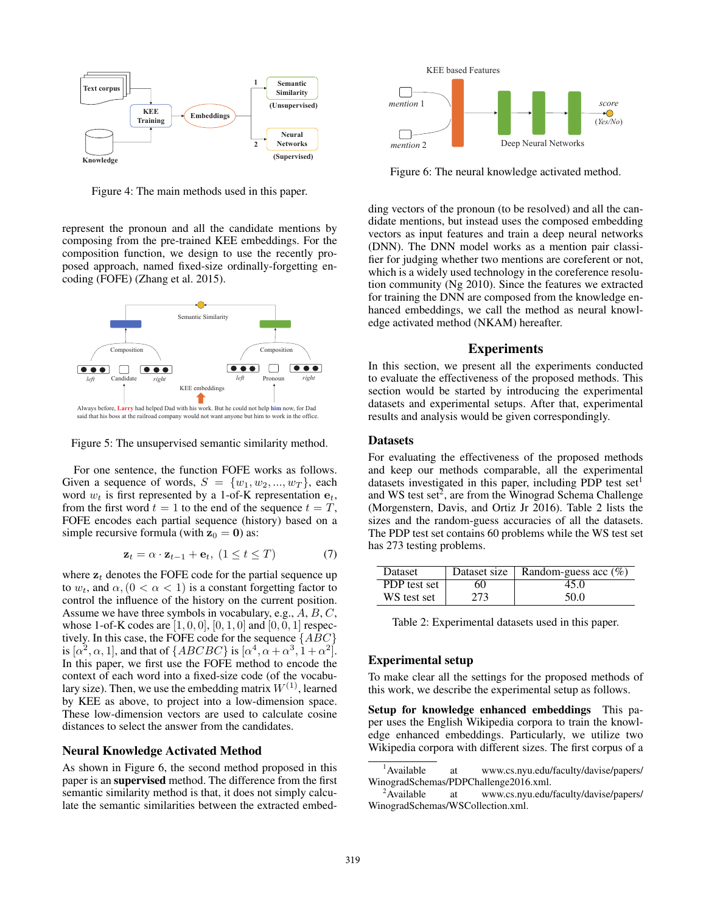Figure 4: The main methods used in this paper.

represent the pronoun and all the candidate mentions by composing from the pre-trained KEE embeddings. For the composition function, we design to use the recently proposed approach, named fixed-size ordinally-forgetting encoding (FOFE) (Zhang et al. 2015).

Figure 5: The unsupervised semantic similarity method.

For one sentence, the function FOFE works as follows. Given a sequence of words, $S = \{w_1, w_2, ..., w_T\}$, each word $w_t$ is first represented by a 1-of-K representation $\mathbf{e}_t$, from the first word $t = 1$ to the end of the sequence $t = T$, FOFE encodes each partial sequence (history) based on a simple recursive formula (with $\mathbf{z}_0 = \mathbf{0}$) as:

$$\mathbf{z}_t = \alpha \cdot \mathbf{z}_{t-1} + \mathbf{e}_t, \ (1 \le t \le T) \quad (7)$$

where $\mathbf{z}_t$ denotes the FOFE code for the partial sequence up to $w_t$, and $\alpha, (0 < \alpha < 1)$ is a constant forgetting factor to control the influence of the history on the current position. Assume we have three symbols in vocabulary, e.g., $A$, $B$, $C$, whose 1-of-K codes are $[1, 0, 0]$, $[0, 1, 0]$ and $[0, 0, 1]$ respectively. In this case, the FOFE code for the sequence $\{ABC\}$ is $[\alpha^2, \alpha, 1]$, and that of $\{ABCBC\}$ is $[\alpha^4, \alpha + \alpha^3, 1 + \alpha^2]$. In this paper, we first use the FOFE method to encode the context of each word into a fixed-size code (of the vocabulary size). Then, we use the embedding matrix $W^{(1)}$, learned by KEE as above, to project into a low-dimension space. These low-dimension vectors are used to calculate cosine distances to select the answer from the candidates.

## Neural Knowledge Activated Method

As shown in Figure 6, the second method proposed in this paper is an **supervised** method. The difference from the first semantic similarity method is that, it does not simply calculate the semantic similarities between the extracted embedding vectors of the pronoun (to be resolved) and all the candidate mentions, but instead uses the composed embedding vectors as input features and train a deep neural networks (DNN). The DNN model works as a mention pair classifier for judging whether two mentions are coreferent or not, which is a widely used technology in the coreference resolution community (Ng 2010). Since the features we extracted for training the DNN are composed from the knowledge enhanced embeddings, we call the method as neural knowledge activated method (NKAM) hereafter.

Figure 6: The neural knowledge activated method.

## Experiments

In this section, we present all the experiments conducted to evaluate the effectiveness of the proposed methods. This section would be started by introducing the experimental datasets and experimental setups. After that, experimental results and analysis would be given correspondingly.

### Datasets

For evaluating the effectiveness of the proposed methods and keep our methods comparable, all the experimental datasets investigated in this paper, including PDP test set[1] and WS test set[2], are from the Winograd Schema Challenge (Morgenstern, Davis, and Ortiz Jr 2016). Table 2 lists the sizes and the random-guess accuracies of all the datasets. The PDP test set contains 60 problems while the WS test set has 273 testing problems.

| Dataset | Dataset size | Random-guess acc (%) |
|---|---|---|
| PDP test set | 60 | 45.0 |
| WS test set | 273 | 50.0 |

Table 2: Experimental datasets used in this paper.

### Experimental setup

To make clear all the settings for the proposed methods of this work, we describe the experimental setup as follows.

**Setup for knowledge enhanced embeddings** This paper uses the English Wikipedia corpora to train the knowledge enhanced embeddings. Particularly, we utilize two Wikipedia corpora with different sizes. The first corpus of a

[1] Available at www.cs.nyu.edu/faculty/davise/papers/WinogradSchemas/PDPChallenge2016.xml.

[2] Available at www.cs.nyu.edu/faculty/davise/papers/WinogradSchemas/WSCollection.xml.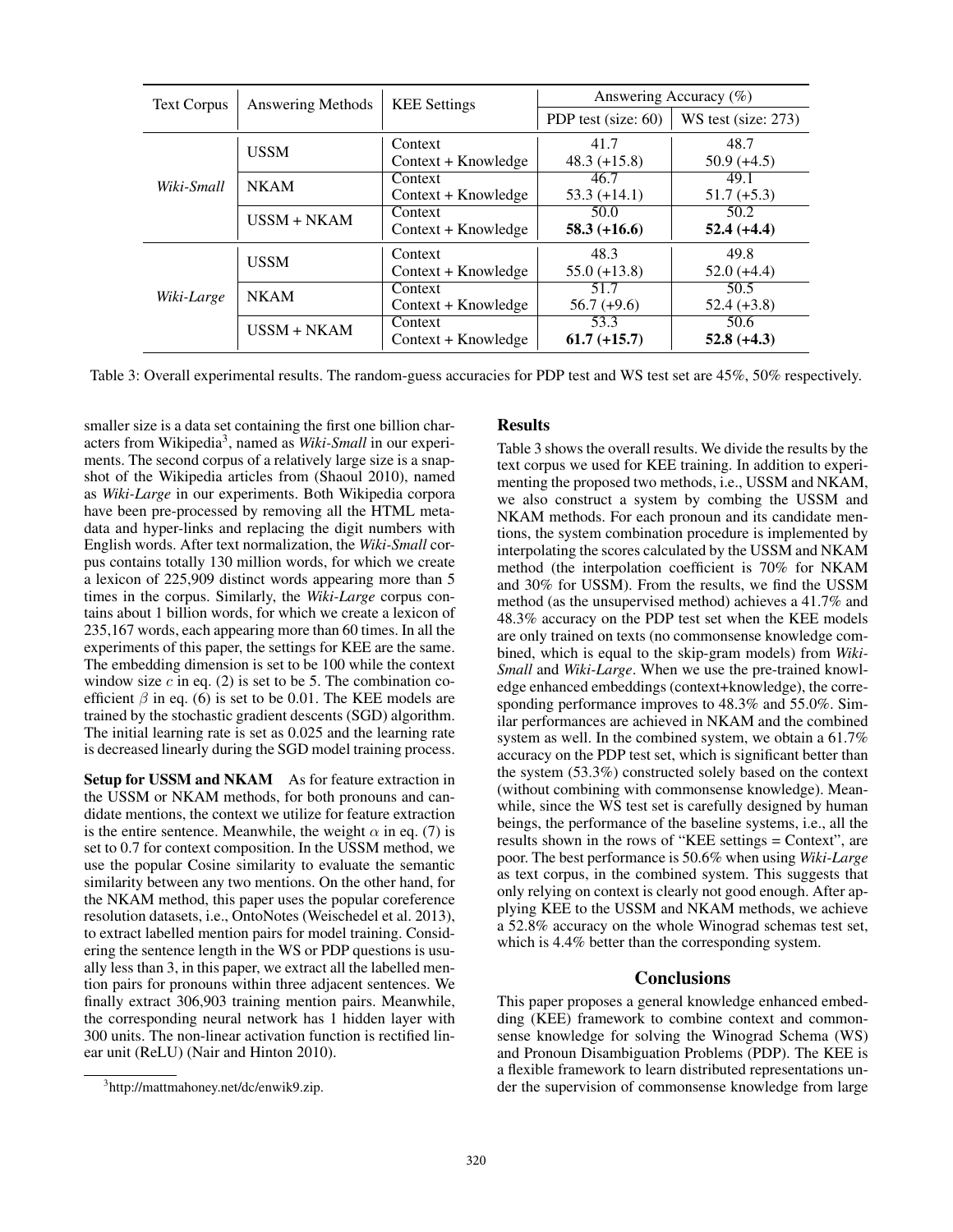| Text Corpus | Answering Methods | KEE Settings | Answering Accuracy (%) | |
|---|---|---|---|---|
| | | | PDP test (size: 60) | WS test (size: 273) |
| *Wiki-Small* | USSM | Context | 41.7 | 48.7 |
| | | Context + Knowledge | 48.3 (+15.8) | 50.9 (+4.5) |
| | NKAM | Context | 46.7 | 49.1 |
| | | Context + Knowledge | 53.3 (+14.1) | 51.7 (+5.3) |
| | USSM + NKAM | Context | 50.0 | 50.2 |
| | | Context + Knowledge | **58.3 (+16.6)** | **52.4 (+4.4)** |
| *Wiki-Large* | USSM | Context | 48.3 | 49.8 |
| | | Context + Knowledge | 55.0 (+13.8) | 52.0 (+4.4) |
| | NKAM | Context | 51.7 | 50.5 |
| | | Context + Knowledge | 56.7 (+9.6) | 52.4 (+3.8) |
| | USSM + NKAM | Context | 53.3 | 50.6 |
| | | Context + Knowledge | **61.7 (+15.7)** | **52.8 (+4.3)** |

Table 3: Overall experimental results. The random-guess accuracies for PDP test and WS test set are 45%, 50% respectively.

smaller size is a data set containing the first one billion characters from Wikipedia[3], named as *Wiki-Small* in our experiments. The second corpus of a relatively large size is a snapshot of the Wikipedia articles from (Shaoul 2010), named as *Wiki-Large* in our experiments. Both Wikipedia corpora have been pre-processed by removing all the HTML metadata and hyper-links and replacing the digit numbers with English words. After text normalization, the *Wiki-Small* corpus contains totally 130 million words, for which we create a lexicon of 225,909 distinct words appearing more than 5 times in the corpus. Similarly, the *Wiki-Large* corpus contains about 1 billion words, for which we create a lexicon of 235,167 words, each appearing more than 60 times. In all the experiments of this paper, the settings for KEE are the same. The embedding dimension is set to be 100 while the context window size $c$ in eq. (2) is set to be 5. The combination coefficient $\beta$ in eq. (6) is set to be 0.01. The KEE models are trained by the stochastic gradient descents (SGD) algorithm. The initial learning rate is set as 0.025 and the learning rate is decreased linearly during the SGD model training process.

**Setup for USSM and NKAM** As for feature extraction in the USSM or NKAM methods, for both pronouns and candidate mentions, the context we utilize for feature extraction is the entire sentence. Meanwhile, the weight $\alpha$ in eq. (7) is set to 0.7 for context composition. In the USSM method, we use the popular Cosine similarity to evaluate the semantic similarity between any two mentions. On the other hand, for the NKAM method, this paper uses the popular coreference resolution datasets, i.e., OntoNotes (Weischedel et al. 2013), to extract labelled mention pairs for model training. Considering the sentence length in the WS or PDP questions is usually less than 3, in this paper, we extract all the labelled mention pairs for pronouns within three adjacent sentences. We finally extract 306,903 training mention pairs. Meanwhile, the corresponding neural network has 1 hidden layer with 300 units. The non-linear activation function is rectified linear unit (ReLU) (Nair and Hinton 2010).

[3] http://mattmahoney.net/dc/enwik9.zip.

## Results

Table 3 shows the overall results. We divide the results by the text corpus we used for KEE training. In addition to experimenting the proposed two methods, i.e., USSM and NKAM, we also construct a system by combing the USSM and NKAM methods. For each pronoun and its candidate mentions, the system combination procedure is implemented by interpolating the scores calculated by the USSM and NKAM method (the interpolation coefficient is 70% for NKAM and 30% for USSM). From the results, we find the USSM method (as the unsupervised method) achieves a 41.7% and 48.3% accuracy on the PDP test set when the KEE models are only trained on texts (no commonsense knowledge combined, which is equal to the skip-gram models) from *Wiki-Small* and *Wiki-Large*. When we use the pre-trained knowledge enhanced embeddings (context+knowledge), the corresponding performance improves to 48.3% and 55.0%. Similar performances are achieved in NKAM and the combined system as well. In the combined system, we obtain a 61.7% accuracy on the PDP test set, which is significant better than the system (53.3%) constructed solely based on the context (without combining with commonsense knowledge). Meanwhile, since the WS test set is carefully designed by human beings, the performance of the baseline systems, i.e., all the results shown in the rows of "KEE settings = Context", are poor. The best performance is 50.6% when using *Wiki-Large* as text corpus, in the combined system. This suggests that only relying on context is clearly not good enough. After applying KEE to the USSM and NKAM methods, we achieve a 52.8% accuracy on the whole Winograd schemas test set, which is 4.4% better than the corresponding system.

## Conclusions

This paper proposes a general knowledge enhanced embedding (KEE) framework to combine context and commonsense knowledge for solving the Winograd Schema (WS) and Pronoun Disambiguation Problems (PDP). The KEE is a flexible framework to learn distributed representations under the supervision of commonsense knowledge from large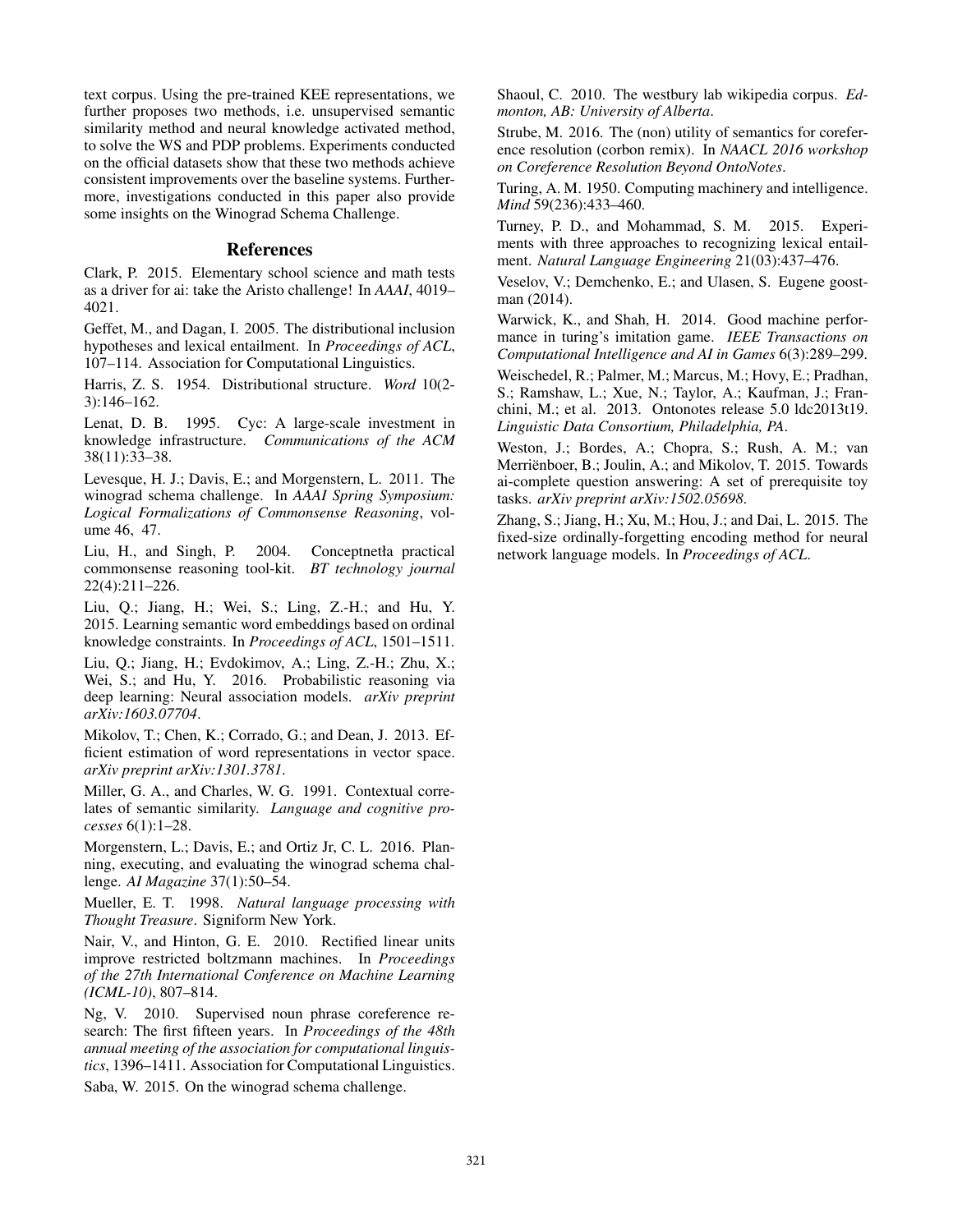text corpus. Using the pre-trained KEE representations, we further proposes two methods, i.e. unsupervised semantic similarity method and neural knowledge activated method, to solve the WS and PDP problems. Experiments conducted on the official datasets show that these two methods achieve consistent improvements over the baseline systems. Furthermore, investigations conducted in this paper also provide some insights on the Winograd Schema Challenge.

## References

Clark, P. 2015. Elementary school science and math tests as a driver for ai: take the Aristo challenge! In *AAAI*, 4019–4021.

Geffet, M., and Dagan, I. 2005. The distributional inclusion hypotheses and lexical entailment. In *Proceedings of ACL*, 107–114. Association for Computational Linguistics.

Harris, Z. S. 1954. Distributional structure. *Word* 10(2-3):146–162.

Lenat, D. B. 1995. Cyc: A large-scale investment in knowledge infrastructure. *Communications of the ACM* 38(11):33–38.

Levesque, H. J.; Davis, E.; and Morgenstern, L. 2011. The winograd schema challenge. In *AAAI Spring Symposium: Logical Formalizations of Commonsense Reasoning*, volume 46, 47.

Liu, H., and Singh, P. 2004. Conceptnetła practical commonsense reasoning tool-kit. *BT technology journal* 22(4):211–226.

Liu, Q.; Jiang, H.; Wei, S.; Ling, Z.-H.; and Hu, Y. 2015. Learning semantic word embeddings based on ordinal knowledge constraints. In *Proceedings of ACL*, 1501–1511.

Liu, Q.; Jiang, H.; Evdokimov, A.; Ling, Z.-H.; Zhu, X.; Wei, S.; and Hu, Y. 2016. Probabilistic reasoning via deep learning: Neural association models. *arXiv preprint arXiv:1603.07704*.

Mikolov, T.; Chen, K.; Corrado, G.; and Dean, J. 2013. Efficient estimation of word representations in vector space. *arXiv preprint arXiv:1301.3781*.

Miller, G. A., and Charles, W. G. 1991. Contextual correlates of semantic similarity. *Language and cognitive processes* 6(1):1–28.

Morgenstern, L.; Davis, E.; and Ortiz Jr, C. L. 2016. Planning, executing, and evaluating the winograd schema challenge. *AI Magazine* 37(1):50–54.

Mueller, E. T. 1998. *Natural language processing with Thought Treasure*. Signiform New York.

Nair, V., and Hinton, G. E. 2010. Rectified linear units improve restricted boltzmann machines. In *Proceedings of the 27th International Conference on Machine Learning (ICML-10)*, 807–814.

Ng, V. 2010. Supervised noun phrase coreference research: The first fifteen years. In *Proceedings of the 48th annual meeting of the association for computational linguistics*, 1396–1411. Association for Computational Linguistics.

Saba, W. 2015. On the winograd schema challenge.

Shaoul, C. 2010. The westbury lab wikipedia corpus. *Edmonton, AB: University of Alberta*.

Strube, M. 2016. The (non) utility of semantics for coreference resolution (corbon remix). In *NAACL 2016 workshop on Coreference Resolution Beyond OntoNotes*.

Turing, A. M. 1950. Computing machinery and intelligence. *Mind* 59(236):433–460.

Turney, P. D., and Mohammad, S. M. 2015. Experiments with three approaches to recognizing lexical entailment. *Natural Language Engineering* 21(03):437–476.

Veselov, V.; Demchenko, E.; and Ulasen, S. Eugene goostman (2014).

Warwick, K., and Shah, H. 2014. Good machine performance in turing's imitation game. *IEEE Transactions on Computational Intelligence and AI in Games* 6(3):289–299.

Weischedel, R.; Palmer, M.; Marcus, M.; Hovy, E.; Pradhan, S.; Ramshaw, L.; Xue, N.; Taylor, A.; Kaufman, J.; Franchini, M.; et al. 2013. Ontonotes release 5.0 ldc2013t19. *Linguistic Data Consortium, Philadelphia, PA*.

Weston, J.; Bordes, A.; Chopra, S.; Rush, A. M.; van Merriënboer, B.; Joulin, A.; and Mikolov, T. 2015. Towards ai-complete question answering: A set of prerequisite toy tasks. *arXiv preprint arXiv:1502.05698*.

Zhang, S.; Jiang, H.; Xu, M.; Hou, J.; and Dai, L. 2015. The fixed-size ordinally-forgetting encoding method for neural network language models. In *Proceedings of ACL*.